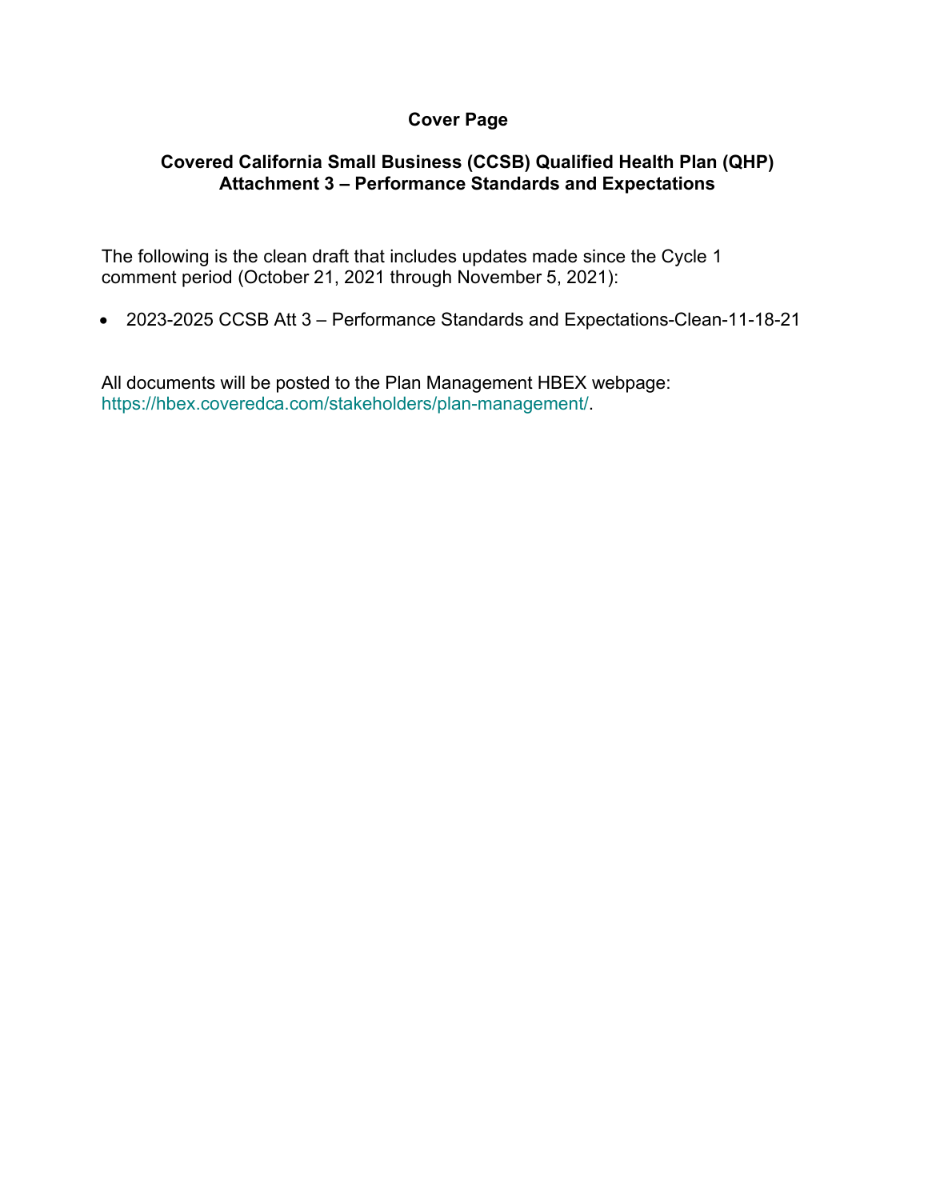**Cover Page**

**Covered California Small Business (CCSB) Qualified Health Plan (QHP) Attachment 3 – Performance Standards and Expectations**

The following is the clean draft that includes updates made since the Cycle 1 comment period (October 21, 2021 through November 5, 2021):

- 2023-2025 CCSB Att 3 – Performance Standards and Expectations-Clean-11-18-21

All documents will be posted to the Plan Management HBEX webpage: https://hbex.coveredca.com/stakeholders/plan-management/.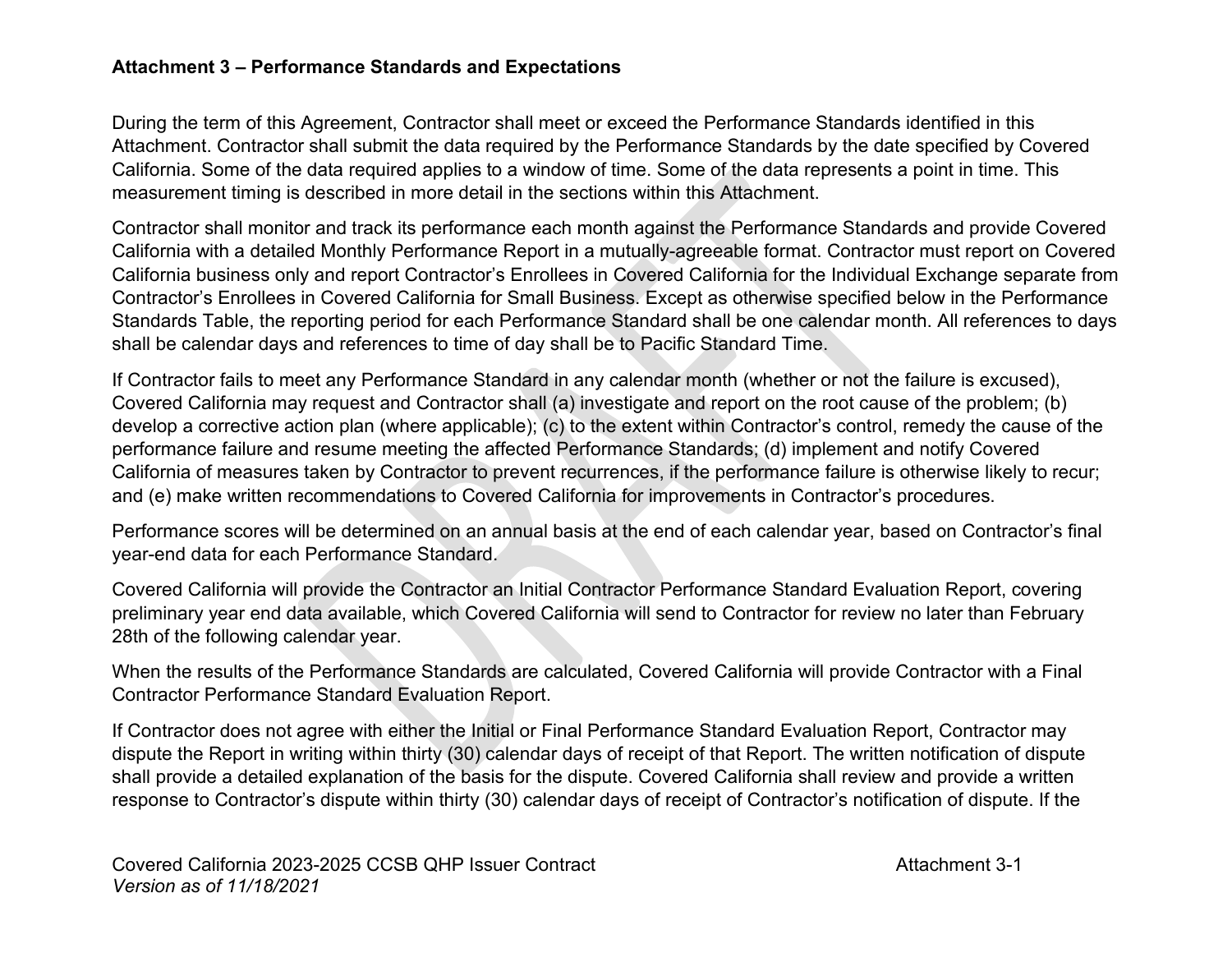**Attachment 3 – Performance Standards and Expectations**

During the term of this Agreement, Contractor shall meet or exceed the Performance Standards identified in this Attachment. Contractor shall submit the data required by the Performance Standards by the date specified by Covered California. Some of the data required applies to a window of time. Some of the data represents a point in time. This measurement timing is described in more detail in the sections within this Attachment.

Contractor shall monitor and track its performance each month against the Performance Standards and provide Covered California with a detailed Monthly Performance Report in a mutually-agreeable format. Contractor must report on Covered California business only and report Contractor's Enrollees in Covered California for the Individual Exchange separate from Contractor's Enrollees in Covered California for Small Business. Except as otherwise specified below in the Performance Standards Table, the reporting period for each Performance Standard shall be one calendar month. All references to days shall be calendar days and references to time of day shall be to Pacific Standard Time.

If Contractor fails to meet any Performance Standard in any calendar month (whether or not the failure is excused), Covered California may request and Contractor shall (a) investigate and report on the root cause of the problem; (b) develop a corrective action plan (where applicable); (c) to the extent within Contractor's control, remedy the cause of the performance failure and resume meeting the affected Performance Standards; (d) implement and notify Covered California of measures taken by Contractor to prevent recurrences, if the performance failure is otherwise likely to recur; and (e) make written recommendations to Covered California for improvements in Contractor's procedures.

Performance scores will be determined on an annual basis at the end of each calendar year, based on Contractor's final year-end data for each Performance Standard.

Covered California will provide the Contractor an Initial Contractor Performance Standard Evaluation Report, covering preliminary year end data available, which Covered California will send to Contractor for review no later than February 28th of the following calendar year.

When the results of the Performance Standards are calculated, Covered California will provide Contractor with a Final Contractor Performance Standard Evaluation Report.

If Contractor does not agree with either the Initial or Final Performance Standard Evaluation Report, Contractor may dispute the Report in writing within thirty (30) calendar days of receipt of that Report. The written notification of dispute shall provide a detailed explanation of the basis for the dispute. Covered California shall review and provide a written response to Contractor's dispute within thirty (30) calendar days of receipt of Contractor's notification of dispute. If the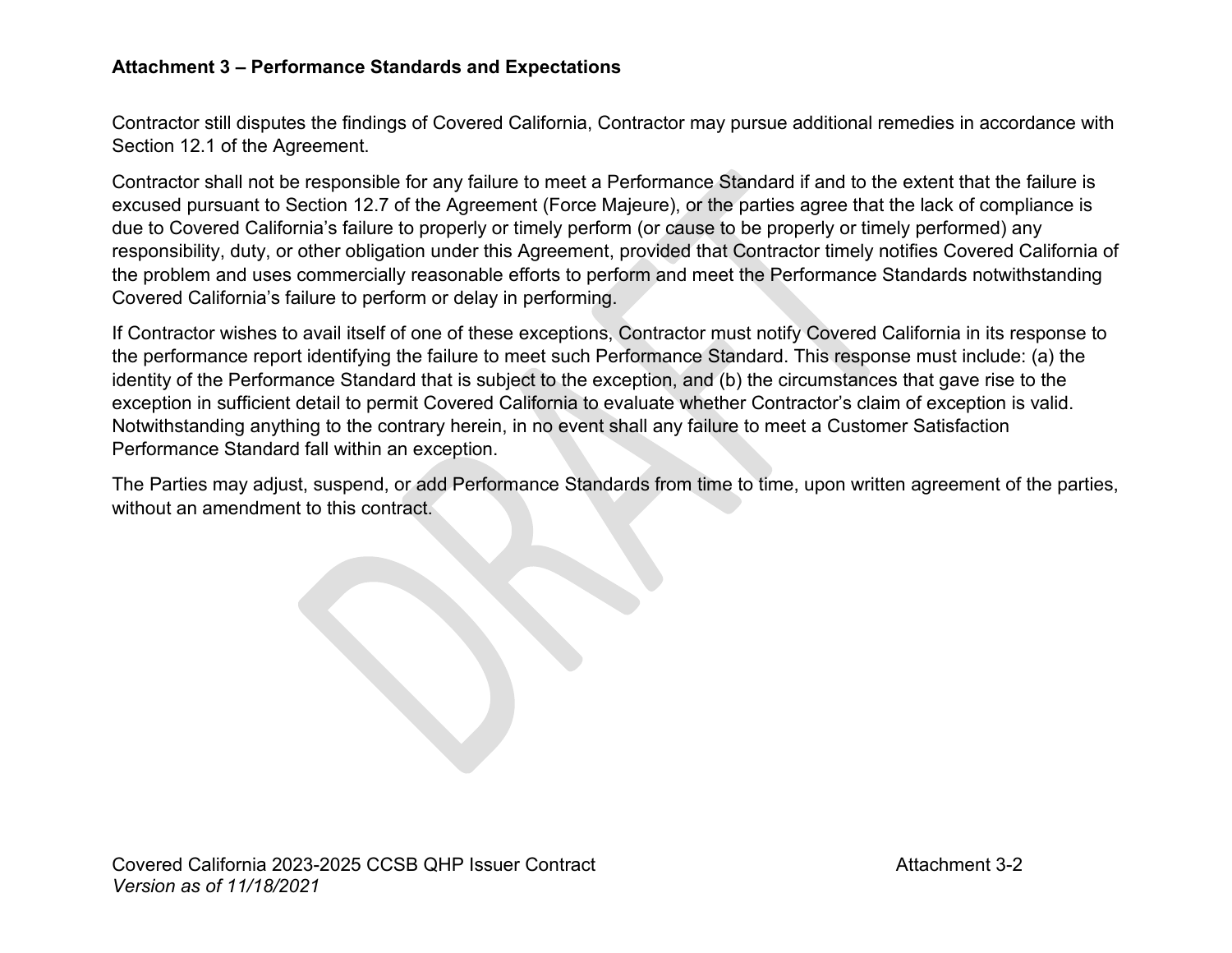**Attachment 3 – Performance Standards and Expectations**

Contractor still disputes the findings of Covered California, Contractor may pursue additional remedies in accordance with Section 12.1 of the Agreement.

Contractor shall not be responsible for any failure to meet a Performance Standard if and to the extent that the failure is excused pursuant to Section 12.7 of the Agreement (Force Majeure), or the parties agree that the lack of compliance is due to Covered California's failure to properly or timely perform (or cause to be properly or timely performed) any responsibility, duty, or other obligation under this Agreement, provided that Contractor timely notifies Covered California of the problem and uses commercially reasonable efforts to perform and meet the Performance Standards notwithstanding Covered California's failure to perform or delay in performing.

If Contractor wishes to avail itself of one of these exceptions, Contractor must notify Covered California in its response to the performance report identifying the failure to meet such Performance Standard. This response must include: (a) the identity of the Performance Standard that is subject to the exception, and (b) the circumstances that gave rise to the exception in sufficient detail to permit Covered California to evaluate whether Contractor's claim of exception is valid. Notwithstanding anything to the contrary herein, in no event shall any failure to meet a Customer Satisfaction Performance Standard fall within an exception.

The Parties may adjust, suspend, or add Performance Standards from time to time, upon written agreement of the parties, without an amendment to this contract.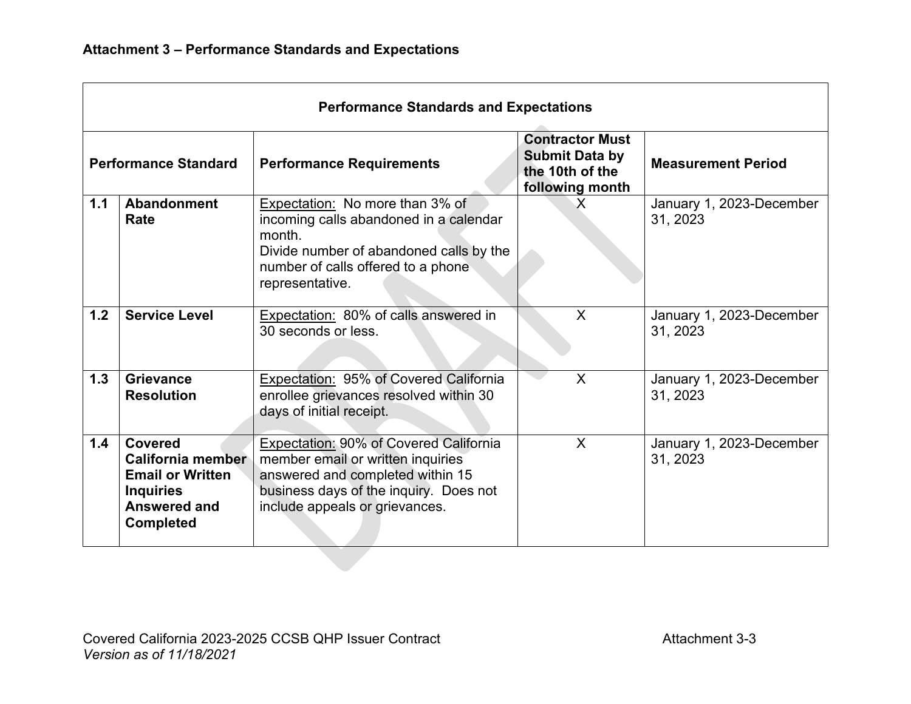**Attachment 3 – Performance Standards and Expectations**

| Performance Standards and Expectations | | | | |
|---|---|---|---|---|
| **Performance Standard** | | **Performance Requirements** | **Contractor Must Submit Data by the 10th of the following month** | **Measurement Period** |
| **1.1** | **Abandonment Rate** | Expectation: No more than 3% of incoming calls abandoned in a calendar month.<br>Divide number of abandoned calls by the number of calls offered to a phone representative. | X | January 1, 2023-December 31, 2023 |
| **1.2** | **Service Level** | Expectation: 80% of calls answered in 30 seconds or less. | X | January 1, 2023-December 31, 2023 |
| **1.3** | **Grievance Resolution** | Expectation: 95% of Covered California enrollee grievances resolved within 30 days of initial receipt. | X | January 1, 2023-December 31, 2023 |
| **1.4** | **Covered California member Email or Written Inquiries Answered and Completed** | Expectation: 90% of Covered California member email or written inquiries answered and completed within 15 business days of the inquiry. Does not include appeals or grievances. | X | January 1, 2023-December 31, 2023 |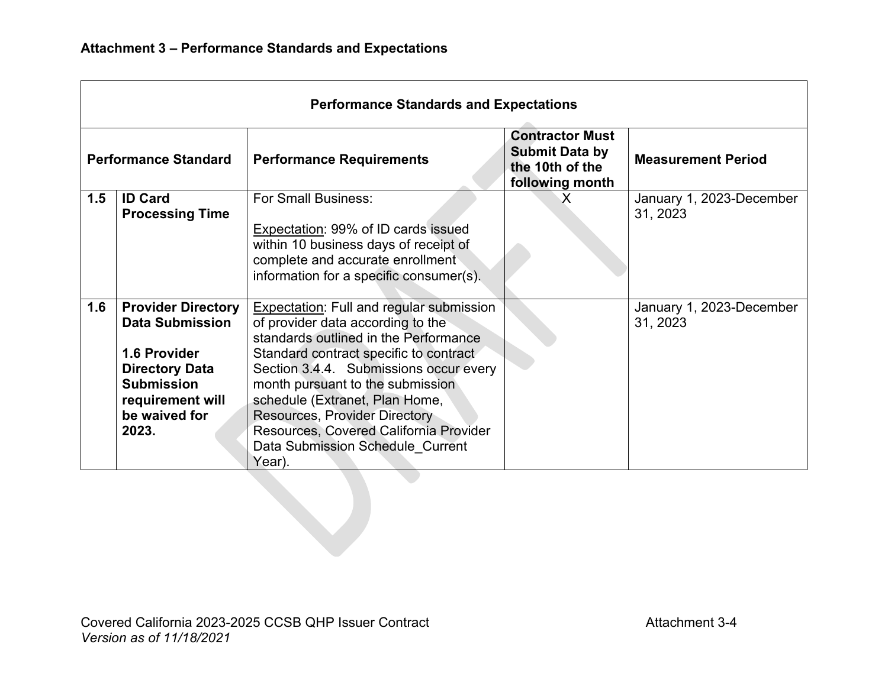**Attachment 3 – Performance Standards and Expectations**

| Performance Standards and Expectations | | | | |
|---|---|---|---|---|
| **Performance Standard** | | **Performance Requirements** | **Contractor Must Submit Data by the 10th of the following month** | **Measurement Period** |
| **1.5** | **ID Card Processing Time** | For Small Business:<br><br>Expectation: 99% of ID cards issued within 10 business days of receipt of complete and accurate enrollment information for a specific consumer(s). | X | January 1, 2023-December 31, 2023 |
| **1.6** | **Provider Directory Data Submission**<br><br>**1.6 Provider Directory Data Submission requirement will be waived for 2023.** | Expectation: Full and regular submission of provider data according to the standards outlined in the Performance Standard contract specific to contract Section 3.4.4. Submissions occur every month pursuant to the submission schedule (Extranet, Plan Home, Resources, Provider Directory Resources, Covered California Provider Data Submission Schedule_Current Year). | | January 1, 2023-December 31, 2023 |